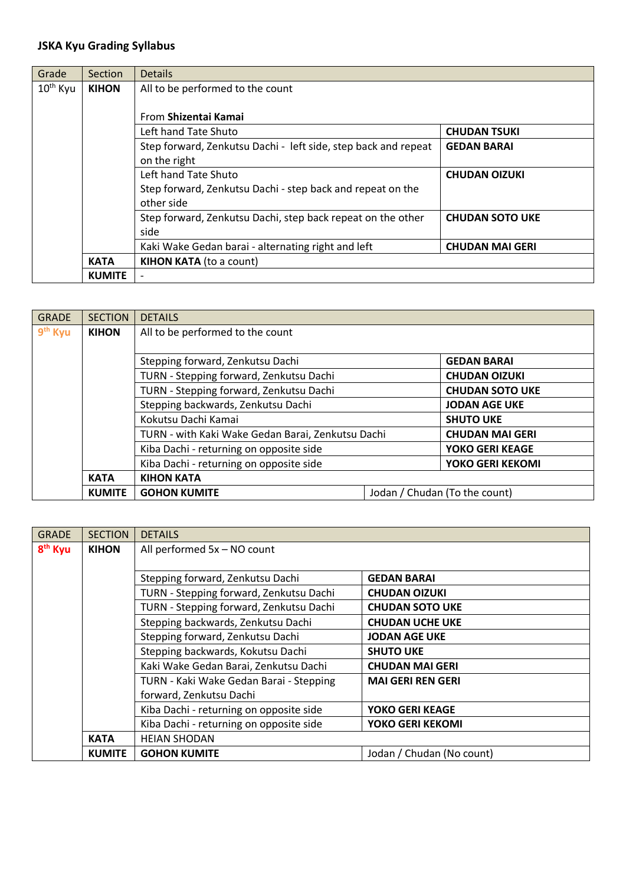**JSKA Kyu Grading Syllabus**

| Grade | Section | Details | |
|---|---|---|---|
| 10th Kyu | **KIHON** | All to be performed to the count<br><br>From **Shizentai Kamai** | |
| | | Left hand Tate Shuto | **CHUDAN TSUKI** |
| | | Step forward, Zenkutsu Dachi - left side, step back and repeat on the right | **GEDAN BARAI** |
| | | Left hand Tate Shuto<br>Step forward, Zenkutsu Dachi - step back and repeat on the other side | **CHUDAN OIZUKI** |
| | | Step forward, Zenkutsu Dachi, step back repeat on the other side | **CHUDAN SOTO UKE** |
| | | Kaki Wake Gedan barai - alternating right and left | **CHUDAN MAI GERI** |
| | **KATA** | **KIHON KATA** (to a count) | |
| | **KUMITE** | - | |

| GRADE | SECTION | DETAILS | |
|---|---|---|---|
| 9th Kyu | **KIHON** | All to be performed to the count | |
| | | Stepping forward, Zenkutsu Dachi | **GEDAN BARAI** |
| | | TURN - Stepping forward, Zenkutsu Dachi | **CHUDAN OIZUKI** |
| | | TURN - Stepping forward, Zenkutsu Dachi | **CHUDAN SOTO UKE** |
| | | Stepping backwards, Zenkutsu Dachi | **JODAN AGE UKE** |
| | | Kokutsu Dachi Kamai | **SHUTO UKE** |
| | | TURN - with Kaki Wake Gedan Barai, Zenkutsu Dachi | **CHUDAN MAI GERI** |
| | | Kiba Dachi - returning on opposite side | **YOKO GERI KEAGE** |
| | | Kiba Dachi - returning on opposite side | **YOKO GERI KEKOMI** |
| | **KATA** | **KIHON KATA** | |
| | **KUMITE** | **GOHON KUMITE** | Jodan / Chudan (To the count) |

| GRADE | SECTION | DETAILS | |
|---|---|---|---|
| 8th Kyu | **KIHON** | All performed 5x – NO count | |
| | | Stepping forward, Zenkutsu Dachi | **GEDAN BARAI** |
| | | TURN - Stepping forward, Zenkutsu Dachi | **CHUDAN OIZUKI** |
| | | TURN - Stepping forward, Zenkutsu Dachi | **CHUDAN SOTO UKE** |
| | | Stepping backwards, Zenkutsu Dachi | **CHUDAN UCHE UKE** |
| | | Stepping forward, Zenkutsu Dachi | **JODAN AGE UKE** |
| | | Stepping backwards, Kokutsu Dachi | **SHUTO UKE** |
| | | Kaki Wake Gedan Barai, Zenkutsu Dachi | **CHUDAN MAI GERI** |
| | | TURN - Kaki Wake Gedan Barai - Stepping forward, Zenkutsu Dachi | **MAI GERI REN GERI** |
| | | Kiba Dachi - returning on opposite side | **YOKO GERI KEAGE** |
| | | Kiba Dachi - returning on opposite side | **YOKO GERI KEKOMI** |
| | **KATA** | HEIAN SHODAN | |
| | **KUMITE** | **GOHON KUMITE** | Jodan / Chudan (No count) |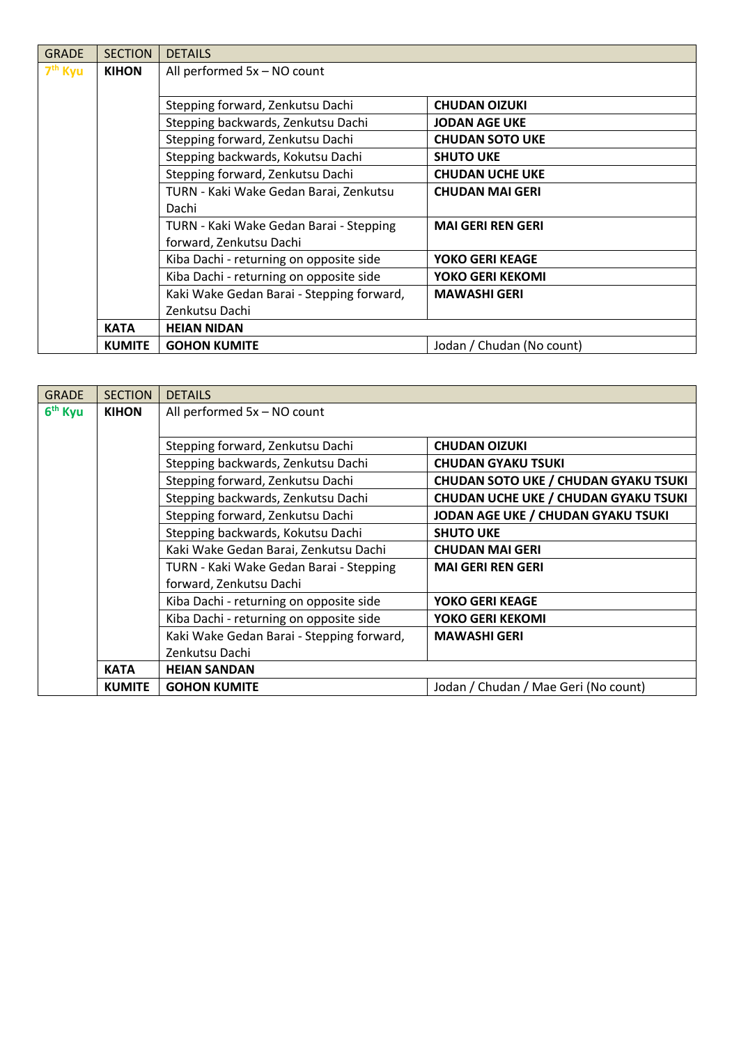| GRADE | SECTION | DETAILS | |
|---|---|---|---|
| 7th Kyu | **KIHON** | All performed 5x – NO count | |
| | | Stepping forward, Zenkutsu Dachi | **CHUDAN OIZUKI** |
| | | Stepping backwards, Zenkutsu Dachi | **JODAN AGE UKE** |
| | | Stepping forward, Zenkutsu Dachi | **CHUDAN SOTO UKE** |
| | | Stepping backwards, Kokutsu Dachi | **SHUTO UKE** |
| | | Stepping forward, Zenkutsu Dachi | **CHUDAN UCHE UKE** |
| | | TURN - Kaki Wake Gedan Barai, Zenkutsu Dachi | **CHUDAN MAI GERI** |
| | | TURN - Kaki Wake Gedan Barai - Stepping forward, Zenkutsu Dachi | **MAI GERI REN GERI** |
| | | Kiba Dachi - returning on opposite side | **YOKO GERI KEAGE** |
| | | Kiba Dachi - returning on opposite side | **YOKO GERI KEKOMI** |
| | | Kaki Wake Gedan Barai - Stepping forward, Zenkutsu Dachi | **MAWASHI GERI** |
| | **KATA** | **HEIAN NIDAN** | |
| | **KUMITE** | **GOHON KUMITE** | Jodan / Chudan (No count) |

| GRADE | SECTION | DETAILS | |
|---|---|---|---|
| 6th Kyu | **KIHON** | All performed 5x – NO count | |
| | | Stepping forward, Zenkutsu Dachi | **CHUDAN OIZUKI** |
| | | Stepping backwards, Zenkutsu Dachi | **CHUDAN GYAKU TSUKI** |
| | | Stepping forward, Zenkutsu Dachi | **CHUDAN SOTO UKE / CHUDAN GYAKU TSUKI** |
| | | Stepping backwards, Zenkutsu Dachi | **CHUDAN UCHE UKE / CHUDAN GYAKU TSUKI** |
| | | Stepping forward, Zenkutsu Dachi | **JODAN AGE UKE / CHUDAN GYAKU TSUKI** |
| | | Stepping backwards, Kokutsu Dachi | **SHUTO UKE** |
| | | Kaki Wake Gedan Barai, Zenkutsu Dachi | **CHUDAN MAI GERI** |
| | | TURN - Kaki Wake Gedan Barai - Stepping forward, Zenkutsu Dachi | **MAI GERI REN GERI** |
| | | Kiba Dachi - returning on opposite side | **YOKO GERI KEAGE** |
| | | Kiba Dachi - returning on opposite side | **YOKO GERI KEKOMI** |
| | | Kaki Wake Gedan Barai - Stepping forward, Zenkutsu Dachi | **MAWASHI GERI** |
| | **KATA** | **HEIAN SANDAN** | |
| | **KUMITE** | **GOHON KUMITE** | Jodan / Chudan / Mae Geri (No count) |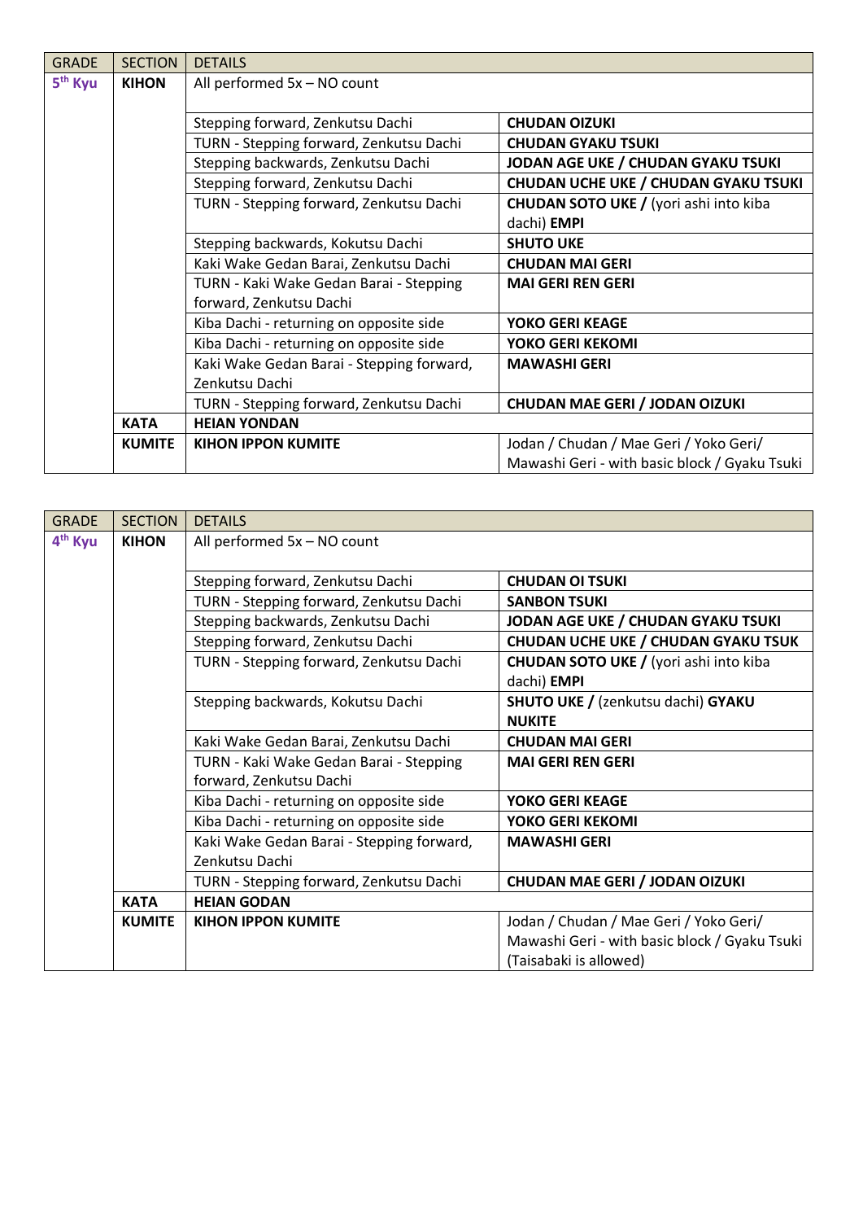| GRADE | SECTION | DETAILS | |
|---|---|---|---|
| **5th Kyu** | **KIHON** | All performed 5x – NO count | |
| | | Stepping forward, Zenkutsu Dachi | **CHUDAN OIZUKI** |
| | | TURN - Stepping forward, Zenkutsu Dachi | **CHUDAN GYAKU TSUKI** |
| | | Stepping backwards, Zenkutsu Dachi | **JODAN AGE UKE / CHUDAN GYAKU TSUKI** |
| | | Stepping forward, Zenkutsu Dachi | **CHUDAN UCHE UKE / CHUDAN GYAKU TSUKI** |
| | | TURN - Stepping forward, Zenkutsu Dachi | **CHUDAN SOTO UKE /** (yori ashi into kiba dachi) **EMPI** |
| | | Stepping backwards, Kokutsu Dachi | **SHUTO UKE** |
| | | Kaki Wake Gedan Barai, Zenkutsu Dachi | **CHUDAN MAI GERI** |
| | | TURN - Kaki Wake Gedan Barai - Stepping forward, Zenkutsu Dachi | **MAI GERI REN GERI** |
| | | Kiba Dachi - returning on opposite side | **YOKO GERI KEAGE** |
| | | Kiba Dachi - returning on opposite side | **YOKO GERI KEKOMI** |
| | | Kaki Wake Gedan Barai - Stepping forward, Zenkutsu Dachi | **MAWASHI GERI** |
| | | TURN - Stepping forward, Zenkutsu Dachi | **CHUDAN MAE GERI / JODAN OIZUKI** |
| | **KATA** | **HEIAN YONDAN** | |
| | **KUMITE** | **KIHON IPPON KUMITE** | Jodan / Chudan / Mae Geri / Yoko Geri/ Mawashi Geri - with basic block / Gyaku Tsuki |

| GRADE | SECTION | DETAILS | |
|---|---|---|---|
| **4th Kyu** | **KIHON** | All performed 5x – NO count | |
| | | Stepping forward, Zenkutsu Dachi | **CHUDAN OI TSUKI** |
| | | TURN - Stepping forward, Zenkutsu Dachi | **SANBON TSUKI** |
| | | Stepping backwards, Zenkutsu Dachi | **JODAN AGE UKE / CHUDAN GYAKU TSUKI** |
| | | Stepping forward, Zenkutsu Dachi | **CHUDAN UCHE UKE / CHUDAN GYAKU TSUK** |
| | | TURN - Stepping forward, Zenkutsu Dachi | **CHUDAN SOTO UKE /** (yori ashi into kiba dachi) **EMPI** |
| | | Stepping backwards, Kokutsu Dachi | **SHUTO UKE /** (zenkutsu dachi) **GYAKU NUKITE** |
| | | Kaki Wake Gedan Barai, Zenkutsu Dachi | **CHUDAN MAI GERI** |
| | | TURN - Kaki Wake Gedan Barai - Stepping forward, Zenkutsu Dachi | **MAI GERI REN GERI** |
| | | Kiba Dachi - returning on opposite side | **YOKO GERI KEAGE** |
| | | Kiba Dachi - returning on opposite side | **YOKO GERI KEKOMI** |
| | | Kaki Wake Gedan Barai - Stepping forward, Zenkutsu Dachi | **MAWASHI GERI** |
| | | TURN - Stepping forward, Zenkutsu Dachi | **CHUDAN MAE GERI / JODAN OIZUKI** |
| | **KATA** | **HEIAN GODAN** | |
| | **KUMITE** | **KIHON IPPON KUMITE** | Jodan / Chudan / Mae Geri / Yoko Geri/ Mawashi Geri - with basic block / Gyaku Tsuki (Taisabaki is allowed) |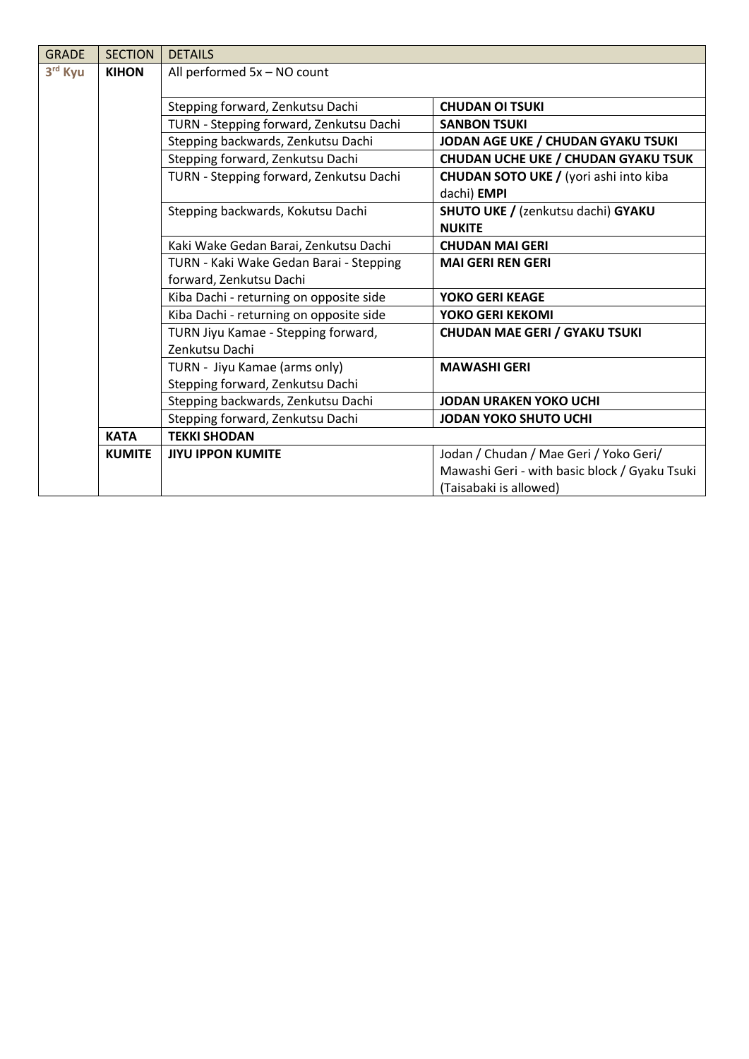| GRADE | SECTION | DETAILS | |
|---|---|---|---|
| **3rd Kyu** | **KIHON** | All performed 5x – NO count | |
| | | Stepping forward, Zenkutsu Dachi | **CHUDAN OI TSUKI** |
| | | TURN - Stepping forward, Zenkutsu Dachi | **SANBON TSUKI** |
| | | Stepping backwards, Zenkutsu Dachi | **JODAN AGE UKE / CHUDAN GYAKU TSUKI** |
| | | Stepping forward, Zenkutsu Dachi | **CHUDAN UCHE UKE / CHUDAN GYAKU TSUK** |
| | | TURN - Stepping forward, Zenkutsu Dachi | **CHUDAN SOTO UKE /** (yori ashi into kiba dachi) **EMPI** |
| | | Stepping backwards, Kokutsu Dachi | **SHUTO UKE /** (zenkutsu dachi) **GYAKU NUKITE** |
| | | Kaki Wake Gedan Barai, Zenkutsu Dachi | **CHUDAN MAI GERI** |
| | | TURN - Kaki Wake Gedan Barai - Stepping forward, Zenkutsu Dachi | **MAI GERI REN GERI** |
| | | Kiba Dachi - returning on opposite side | **YOKO GERI KEAGE** |
| | | Kiba Dachi - returning on opposite side | **YOKO GERI KEKOMI** |
| | | TURN Jiyu Kamae - Stepping forward, Zenkutsu Dachi | **CHUDAN MAE GERI / GYAKU TSUKI** |
| | | TURN - Jiyu Kamae (arms only) Stepping forward, Zenkutsu Dachi | **MAWASHI GERI** |
| | | Stepping backwards, Zenkutsu Dachi | **JODAN URAKEN YOKO UCHI** |
| | | Stepping forward, Zenkutsu Dachi | **JODAN YOKO SHUTO UCHI** |
| | **KATA** | **TEKKI SHODAN** | |
| | **KUMITE** | **JIYU IPPON KUMITE** | Jodan / Chudan / Mae Geri / Yoko Geri/ Mawashi Geri - with basic block / Gyaku Tsuki (Taisabaki is allowed) |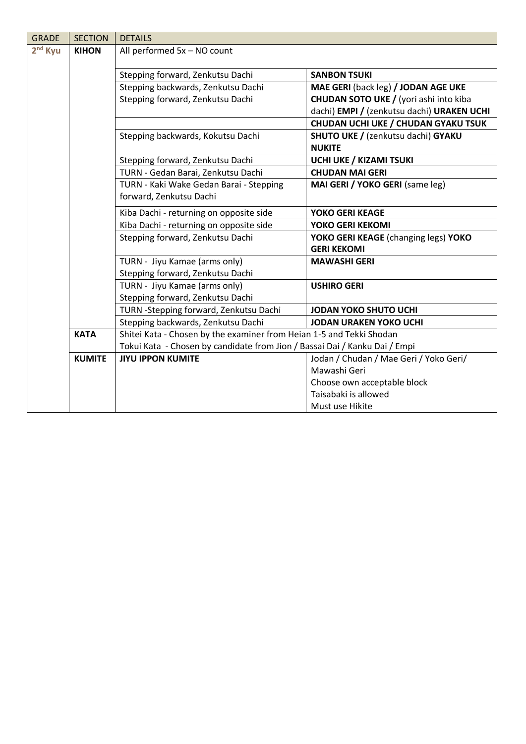| GRADE | SECTION | DETAILS | |
|---|---|---|---|
| **2nd Kyu** | **KIHON** | All performed 5x – NO count | |
| | | Stepping forward, Zenkutsu Dachi | **SANBON TSUKI** |
| | | Stepping backwards, Zenkutsu Dachi | **MAE GERI** (back leg) **/ JODAN AGE UKE** |
| | | Stepping forward, Zenkutsu Dachi | **CHUDAN SOTO UKE /** (yori ashi into kiba dachi) **EMPI /** (zenkutsu dachi) **URAKEN UCHI** |
| | | | **CHUDAN UCHI UKE / CHUDAN GYAKU TSUK** |
| | | Stepping backwards, Kokutsu Dachi | **SHUTO UKE /** (zenkutsu dachi) **GYAKU NUKITE** |
| | | Stepping forward, Zenkutsu Dachi | **UCHI UKE / KIZAMI TSUKI** |
| | | TURN - Gedan Barai, Zenkutsu Dachi | **CHUDAN MAI GERI** |
| | | TURN - Kaki Wake Gedan Barai - Stepping forward, Zenkutsu Dachi | **MAI GERI / YOKO GERI** (same leg) |
| | | Kiba Dachi - returning on opposite side | **YOKO GERI KEAGE** |
| | | Kiba Dachi - returning on opposite side | **YOKO GERI KEKOMI** |
| | | Stepping forward, Zenkutsu Dachi | **YOKO GERI KEAGE** (changing legs) **YOKO GERI KEKOMI** |
| | | TURN - Jiyu Kamae (arms only) Stepping forward, Zenkutsu Dachi | **MAWASHI GERI** |
| | | TURN - Jiyu Kamae (arms only) Stepping forward, Zenkutsu Dachi | **USHIRO GERI** |
| | | TURN -Stepping forward, Zenkutsu Dachi | **JODAN YOKO SHUTO UCHI** |
| | | Stepping backwards, Zenkutsu Dachi | **JODAN URAKEN YOKO UCHI** |
| | **KATA** | Shitei Kata - Chosen by the examiner from Heian 1-5 and Tekki Shodan<br>Tokui Kata - Chosen by candidate from Jion / Bassai Dai / Kanku Dai / Empi | |
| | **KUMITE** | **JIYU IPPON KUMITE** | Jodan / Chudan / Mae Geri / Yoko Geri/ Mawashi Geri<br>Choose own acceptable block<br>Taisabaki is allowed<br>Must use Hikite |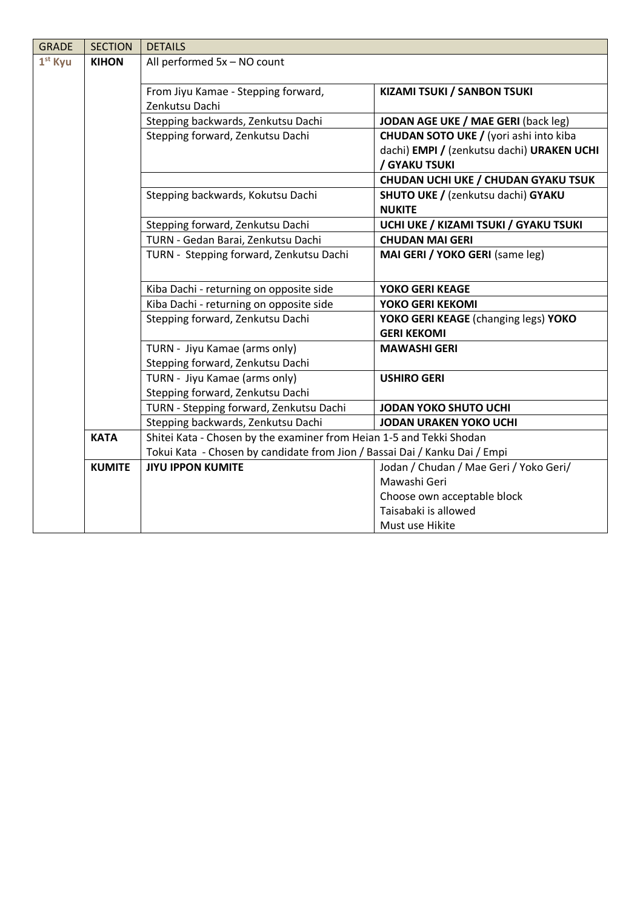| GRADE | SECTION | DETAILS | |
|---|---|---|---|
| **1st Kyu** | **KIHON** | All performed 5x – NO count | |
| | | From Jiyu Kamae - Stepping forward, Zenkutsu Dachi | **KIZAMI TSUKI / SANBON TSUKI** |
| | | Stepping backwards, Zenkutsu Dachi | **JODAN AGE UKE / MAE GERI** (back leg) |
| | | Stepping forward, Zenkutsu Dachi | **CHUDAN SOTO UKE /** (yori ashi into kiba dachi) **EMPI /** (zenkutsu dachi) **URAKEN UCHI / GYAKU TSUKI** |
| | | | **CHUDAN UCHI UKE / CHUDAN GYAKU TSUK** |
| | | Stepping backwards, Kokutsu Dachi | **SHUTO UKE /** (zenkutsu dachi) **GYAKU NUKITE** |
| | | Stepping forward, Zenkutsu Dachi | **UCHI UKE / KIZAMI TSUKI / GYAKU TSUKI** |
| | | TURN - Gedan Barai, Zenkutsu Dachi | **CHUDAN MAI GERI** |
| | | TURN - Stepping forward, Zenkutsu Dachi | **MAI GERI / YOKO GERI** (same leg) |
| | | Kiba Dachi - returning on opposite side | **YOKO GERI KEAGE** |
| | | Kiba Dachi - returning on opposite side | **YOKO GERI KEKOMI** |
| | | Stepping forward, Zenkutsu Dachi | **YOKO GERI KEAGE** (changing legs) **YOKO GERI KEKOMI** |
| | | TURN - Jiyu Kamae (arms only) Stepping forward, Zenkutsu Dachi | **MAWASHI GERI** |
| | | TURN - Jiyu Kamae (arms only) Stepping forward, Zenkutsu Dachi | **USHIRO GERI** |
| | | TURN - Stepping forward, Zenkutsu Dachi | **JODAN YOKO SHUTO UCHI** |
| | | Stepping backwards, Zenkutsu Dachi | **JODAN URAKEN YOKO UCHI** |
| | **KATA** | Shitei Kata - Chosen by the examiner from Heian 1-5 and Tekki Shodan<br>Tokui Kata - Chosen by candidate from Jion / Bassai Dai / Kanku Dai / Empi | |
| | **KUMITE** | **JIYU IPPON KUMITE** | Jodan / Chudan / Mae Geri / Yoko Geri/ Mawashi Geri<br>Choose own acceptable block<br>Taisabaki is allowed<br>Must use Hikite |